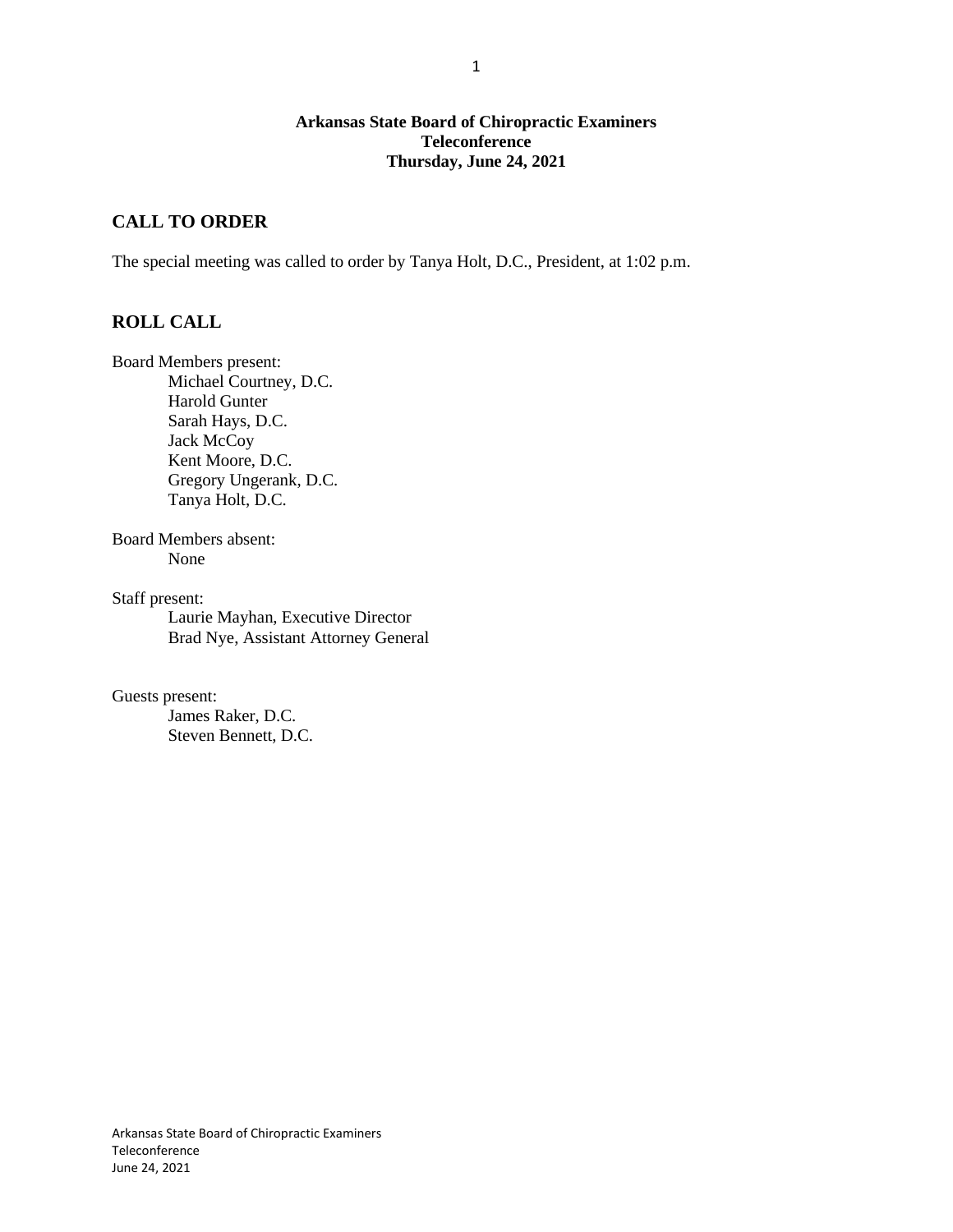**Arkansas State Board of Chiropractic Examiners**
**Teleconference**
**Thursday, June 24, 2021**

## CALL TO ORDER

The special meeting was called to order by Tanya Holt, D.C., President, at 1:02 p.m.

## ROLL CALL

Board Members present:

- Michael Courtney, D.C.
- Harold Gunter
- Sarah Hays, D.C.
- Jack McCoy
- Kent Moore, D.C.
- Gregory Ungerank, D.C.
- Tanya Holt, D.C.

Board Members absent:

- None

Staff present:

- Laurie Mayhan, Executive Director
- Brad Nye, Assistant Attorney General

Guests present:

- James Raker, D.C.
- Steven Bennett, D.C.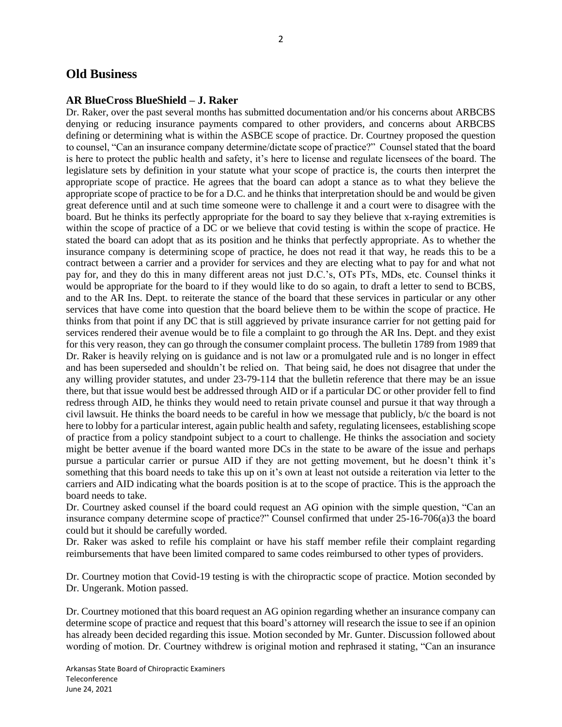## Old Business

### AR BlueCross BlueShield – J. Raker

Dr. Raker, over the past several months has submitted documentation and/or his concerns about ARBCBS denying or reducing insurance payments compared to other providers, and concerns about ARBCBS defining or determining what is within the ASBCE scope of practice. Dr. Courtney proposed the question to counsel, "Can an insurance company determine/dictate scope of practice?" Counsel stated that the board is here to protect the public health and safety, it's here to license and regulate licensees of the board. The legislature sets by definition in your statute what your scope of practice is, the courts then interpret the appropriate scope of practice. He agrees that the board can adopt a stance as to what they believe the appropriate scope of practice to be for a D.C. and he thinks that interpretation should be and would be given great deference until and at such time someone were to challenge it and a court were to disagree with the board. But he thinks its perfectly appropriate for the board to say they believe that x-raying extremities is within the scope of practice of a DC or we believe that covid testing is within the scope of practice. He stated the board can adopt that as its position and he thinks that perfectly appropriate. As to whether the insurance company is determining scope of practice, he does not read it that way, he reads this to be a contract between a carrier and a provider for services and they are electing what to pay for and what not pay for, and they do this in many different areas not just D.C.'s, OTs PTs, MDs, etc. Counsel thinks it would be appropriate for the board to if they would like to do so again, to draft a letter to send to BCBS, and to the AR Ins. Dept. to reiterate the stance of the board that these services in particular or any other services that have come into question that the board believe them to be within the scope of practice. He thinks from that point if any DC that is still aggrieved by private insurance carrier for not getting paid for services rendered their avenue would be to file a complaint to go through the AR Ins. Dept. and they exist for this very reason, they can go through the consumer complaint process. The bulletin 1789 from 1989 that Dr. Raker is heavily relying on is guidance and is not law or a promulgated rule and is no longer in effect and has been superseded and shouldn't be relied on. That being said, he does not disagree that under the any willing provider statutes, and under 23-79-114 that the bulletin reference that there may be an issue there, but that issue would best be addressed through AID or if a particular DC or other provider fell to find redress through AID, he thinks they would need to retain private counsel and pursue it that way through a civil lawsuit. He thinks the board needs to be careful in how we message that publicly, b/c the board is not here to lobby for a particular interest, again public health and safety, regulating licensees, establishing scope of practice from a policy standpoint subject to a court to challenge. He thinks the association and society might be better avenue if the board wanted more DCs in the state to be aware of the issue and perhaps pursue a particular carrier or pursue AID if they are not getting movement, but he doesn't think it's something that this board needs to take this up on it's own at least not outside a reiteration via letter to the carriers and AID indicating what the boards position is at to the scope of practice. This is the approach the board needs to take.

Dr. Courtney asked counsel if the board could request an AG opinion with the simple question, "Can an insurance company determine scope of practice?" Counsel confirmed that under 25-16-706(a)3 the board could but it should be carefully worded.

Dr. Raker was asked to refile his complaint or have his staff member refile their complaint regarding reimbursements that have been limited compared to same codes reimbursed to other types of providers.

Dr. Courtney motion that Covid-19 testing is with the chiropractic scope of practice. Motion seconded by Dr. Ungerank. Motion passed.

Dr. Courtney motioned that this board request an AG opinion regarding whether an insurance company can determine scope of practice and request that this board's attorney will research the issue to see if an opinion has already been decided regarding this issue. Motion seconded by Mr. Gunter. Discussion followed about wording of motion. Dr. Courtney withdrew is original motion and rephrased it stating, "Can an insurance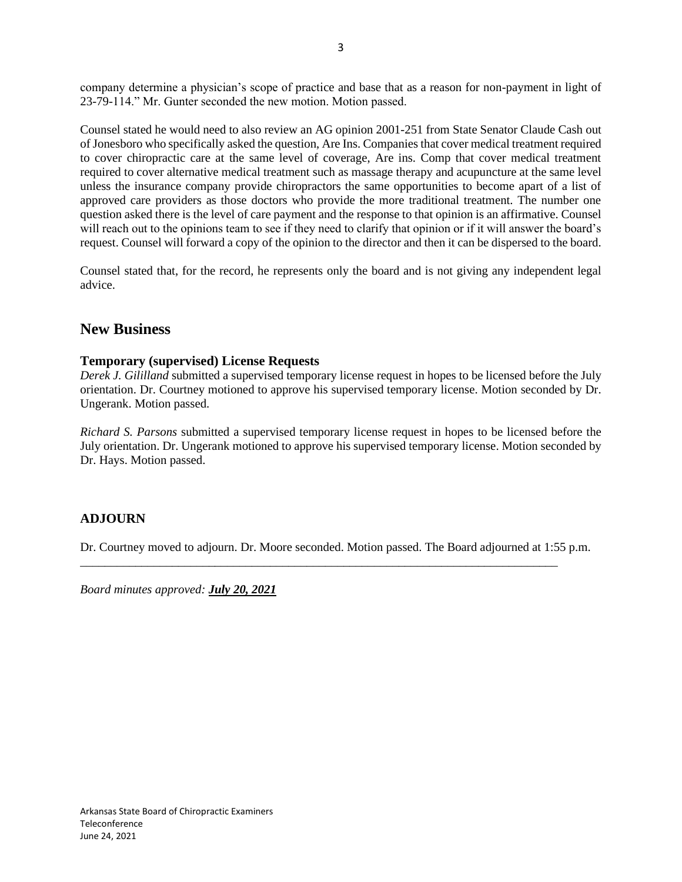company determine a physician's scope of practice and base that as a reason for non-payment in light of 23-79-114." Mr. Gunter seconded the new motion. Motion passed.

Counsel stated he would need to also review an AG opinion 2001-251 from State Senator Claude Cash out of Jonesboro who specifically asked the question, Are Ins. Companies that cover medical treatment required to cover chiropractic care at the same level of coverage, Are ins. Comp that cover medical treatment required to cover alternative medical treatment such as massage therapy and acupuncture at the same level unless the insurance company provide chiropractors the same opportunities to become apart of a list of approved care providers as those doctors who provide the more traditional treatment. The number one question asked there is the level of care payment and the response to that opinion is an affirmative. Counsel will reach out to the opinions team to see if they need to clarify that opinion or if it will answer the board's request. Counsel will forward a copy of the opinion to the director and then it can be dispersed to the board.

Counsel stated that, for the record, he represents only the board and is not giving any independent legal advice.

## New Business

### Temporary (supervised) License Requests

*Derek J. Gililland* submitted a supervised temporary license request in hopes to be licensed before the July orientation. Dr. Courtney motioned to approve his supervised temporary license. Motion seconded by Dr. Ungerank. Motion passed.

*Richard S. Parsons* submitted a supervised temporary license request in hopes to be licensed before the July orientation. Dr. Ungerank motioned to approve his supervised temporary license. Motion seconded by Dr. Hays. Motion passed.

### ADJOURN

Dr. Courtney moved to adjourn. Dr. Moore seconded. Motion passed. The Board adjourned at 1:55 p.m.

---

*Board minutes approved:* ***July 20, 2021***